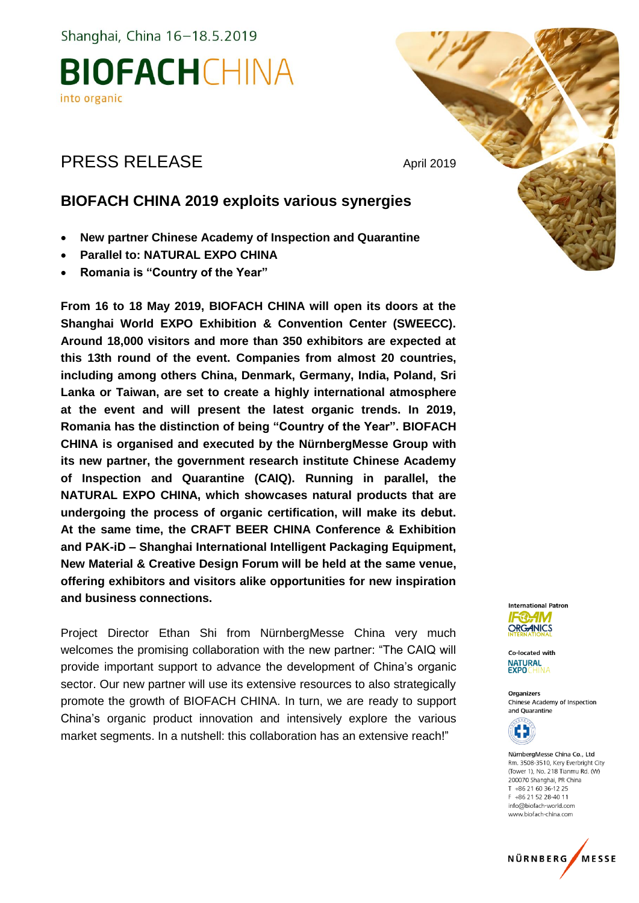Shanghai, China 16–18.5.2019

**BIOFACH**CHINA
into organic

# PRESS RELEASE

April 2019

## BIOFACH CHINA 2019 exploits various synergies

- **New partner Chinese Academy of Inspection and Quarantine**
- **Parallel to: NATURAL EXPO CHINA**
- **Romania is "Country of the Year"**

**From 16 to 18 May 2019, BIOFACH CHINA will open its doors at the Shanghai World EXPO Exhibition & Convention Center (SWEECC). Around 18,000 visitors and more than 350 exhibitors are expected at this 13th round of the event. Companies from almost 20 countries, including among others China, Denmark, Germany, India, Poland, Sri Lanka or Taiwan, are set to create a highly international atmosphere at the event and will present the latest organic trends. In 2019, Romania has the distinction of being "Country of the Year". BIOFACH CHINA is organised and executed by the NürnbergMesse Group with its new partner, the government research institute Chinese Academy of Inspection and Quarantine (CAIQ). Running in parallel, the NATURAL EXPO CHINA, which showcases natural products that are undergoing the process of organic certification, will make its debut. At the same time, the CRAFT BEER CHINA Conference & Exhibition and PAK-iD – Shanghai International Intelligent Packaging Equipment, New Material & Creative Design Forum will be held at the same venue, offering exhibitors and visitors alike opportunities for new inspiration and business connections.**

Project Director Ethan Shi from NürnbergMesse China very much welcomes the promising collaboration with the new partner: "The CAIQ will provide important support to advance the development of China's organic sector. Our new partner will use its extensive resources to also strategically promote the growth of BIOFACH CHINA. In turn, we are ready to support China's organic product innovation and intensively explore the various market segments. In a nutshell: this collaboration has an extensive reach!"

International Patron
IFOAM ORGANICS INTERNATIONAL

Co-located with
NATURAL EXPO CHINA

Organizers
Chinese Academy of Inspection and Quarantine

NürnbergMesse China Co., Ltd
Rm. 3508-3510, Kery Everbright City
(Tower 1), No. 218 Tianmu Rd. (W)
200070 Shanghai, PR China
T +86 21 60 36-12 25
F +86 21 52 28-40 11
info@biofach-world.com
www.biofach-china.com

NÜRNBERG MESSE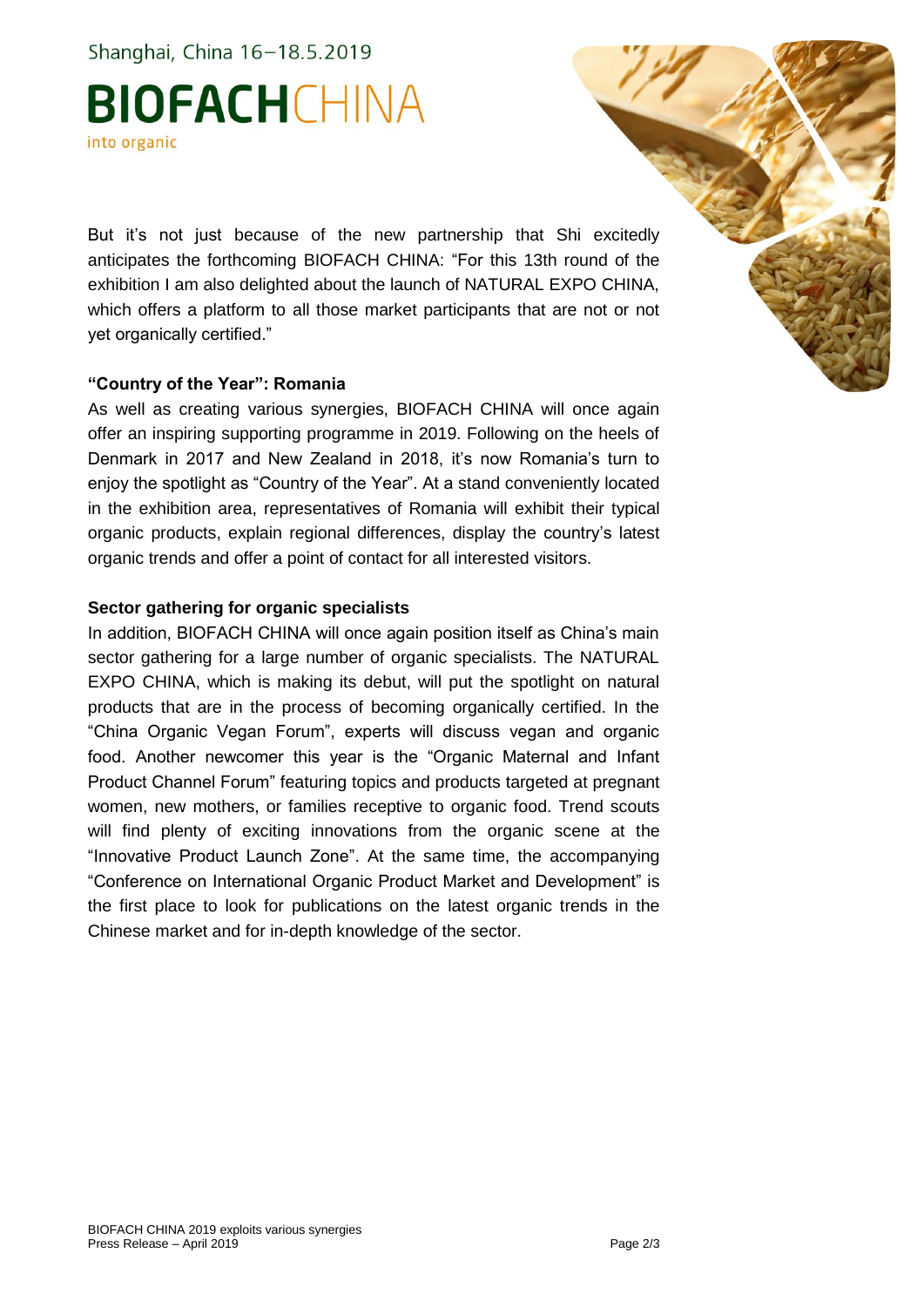But it's not just because of the new partnership that Shi excitedly anticipates the forthcoming BIOFACH CHINA: "For this 13th round of the exhibition I am also delighted about the launch of NATURAL EXPO CHINA, which offers a platform to all those market participants that are not or not yet organically certified."

**"Country of the Year": Romania**

As well as creating various synergies, BIOFACH CHINA will once again offer an inspiring supporting programme in 2019. Following on the heels of Denmark in 2017 and New Zealand in 2018, it's now Romania's turn to enjoy the spotlight as "Country of the Year". At a stand conveniently located in the exhibition area, representatives of Romania will exhibit their typical organic products, explain regional differences, display the country's latest organic trends and offer a point of contact for all interested visitors.

**Sector gathering for organic specialists**

In addition, BIOFACH CHINA will once again position itself as China's main sector gathering for a large number of organic specialists. The NATURAL EXPO CHINA, which is making its debut, will put the spotlight on natural products that are in the process of becoming organically certified. In the "China Organic Vegan Forum", experts will discuss vegan and organic food. Another newcomer this year is the "Organic Maternal and Infant Product Channel Forum" featuring topics and products targeted at pregnant women, new mothers, or families receptive to organic food. Trend scouts will find plenty of exciting innovations from the organic scene at the "Innovative Product Launch Zone". At the same time, the accompanying "Conference on International Organic Product Market and Development" is the first place to look for publications on the latest organic trends in the Chinese market and for in-depth knowledge of the sector.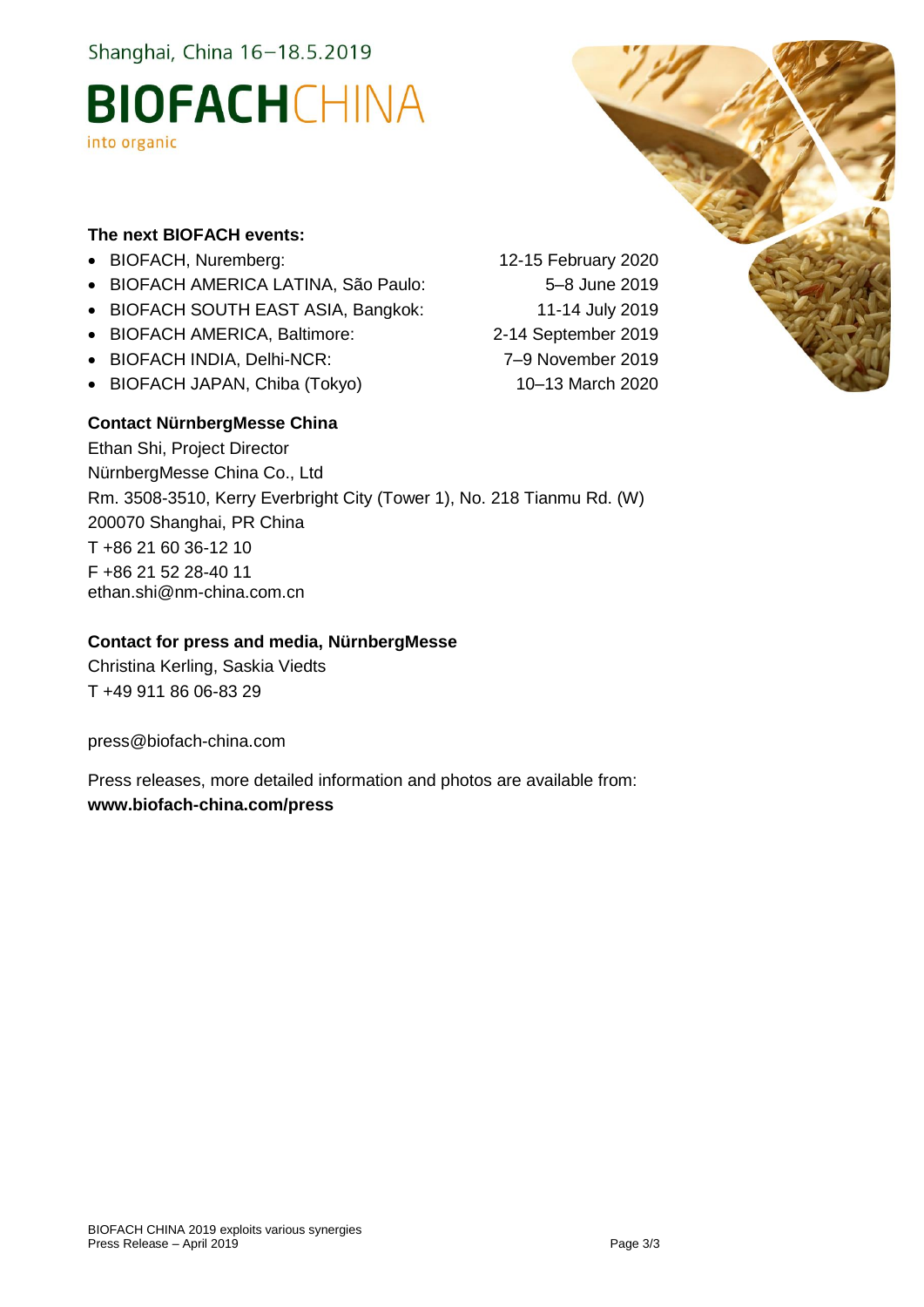Shanghai, China 16–18.5.2019

**BIOFACH**CHINA

into organic

**The next BIOFACH events:**

- BIOFACH, Nuremberg: 12-15 February 2020
- BIOFACH AMERICA LATINA, São Paulo: 5–8 June 2019
- BIOFACH SOUTH EAST ASIA, Bangkok: 11-14 July 2019
- BIOFACH AMERICA, Baltimore: 2-14 September 2019
- BIOFACH INDIA, Delhi-NCR: 7–9 November 2019
- BIOFACH JAPAN, Chiba (Tokyo) 10–13 March 2020

**Contact NürnbergMesse China**

Ethan Shi, Project Director
NürnbergMesse China Co., Ltd
Rm. 3508-3510, Kerry Everbright City (Tower 1), No. 218 Tianmu Rd. (W)
200070 Shanghai, PR China
T +86 21 60 36-12 10
F +86 21 52 28-40 11
ethan.shi@nm-china.com.cn

**Contact for press and media, NürnbergMesse**

Christina Kerling, Saskia Viedts
T +49 911 86 06-83 29

press@biofach-china.com

Press releases, more detailed information and photos are available from:
**www.biofach-china.com/press**